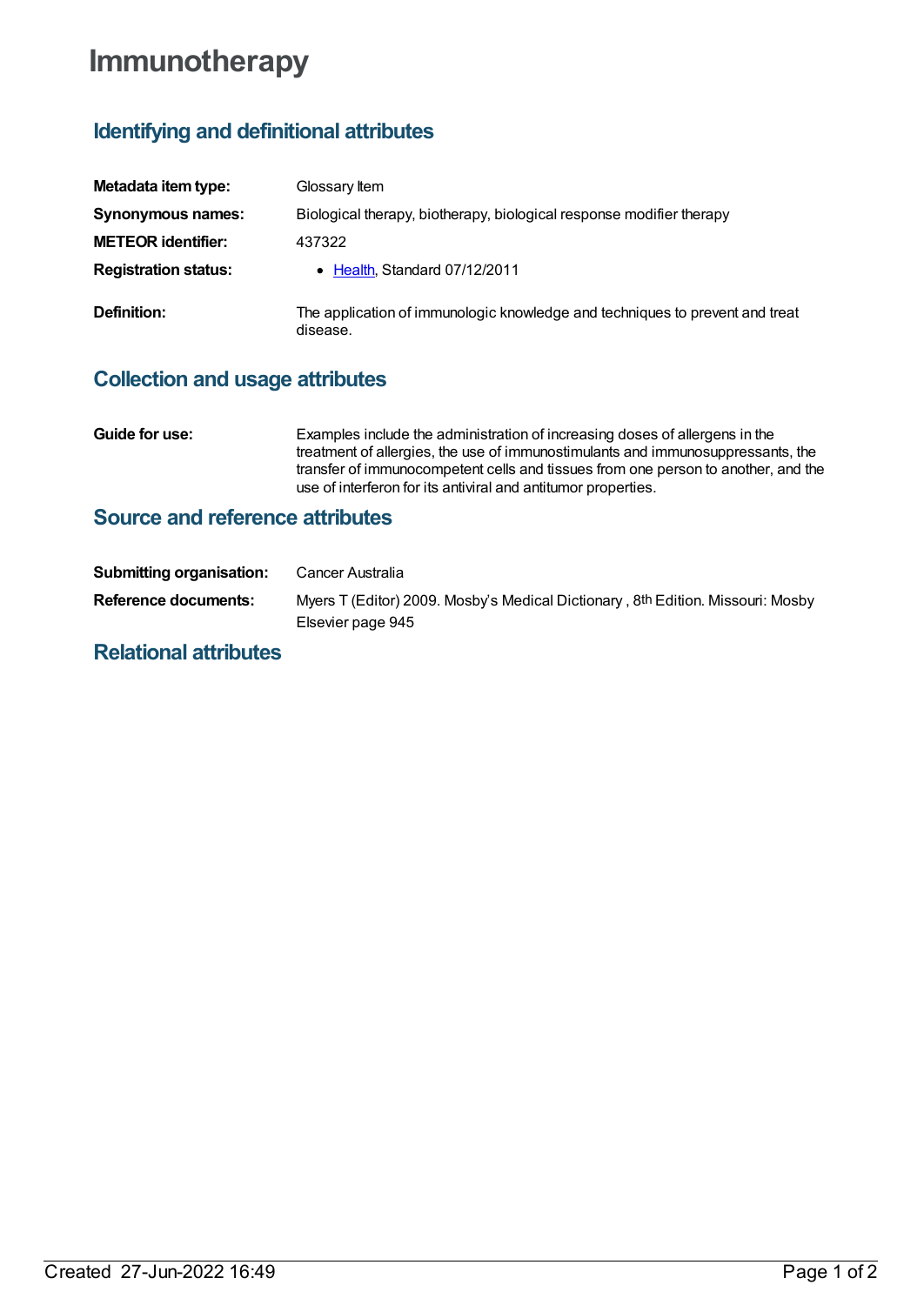# Immunotherapy

## Identifying and definitional attributes

| | |
|---|---|
| **Metadata item type:** | Glossary Item |
| **Synonymous names:** | Biological therapy, biotherapy, biological response modifier therapy |
| **METEOR identifier:** | 437322 |
| **Registration status:** | • Health, Standard 07/12/2011 |
| **Definition:** | The application of immunologic knowledge and techniques to prevent and treat disease. |

## Collection and usage attributes

| | |
|---|---|
| **Guide for use:** | Examples include the administration of increasing doses of allergens in the treatment of allergies, the use of immunostimulants and immunosuppressants, the transfer of immunocompetent cells and tissues from one person to another, and the use of interferon for its antiviral and antitumor properties. |

## Source and reference attributes

| | |
|---|---|
| **Submitting organisation:** | Cancer Australia |
| **Reference documents:** | Myers T (Editor) 2009. Mosby's Medical Dictionary , 8th Edition. Missouri: Mosby Elsevier page 945 |

## Relational attributes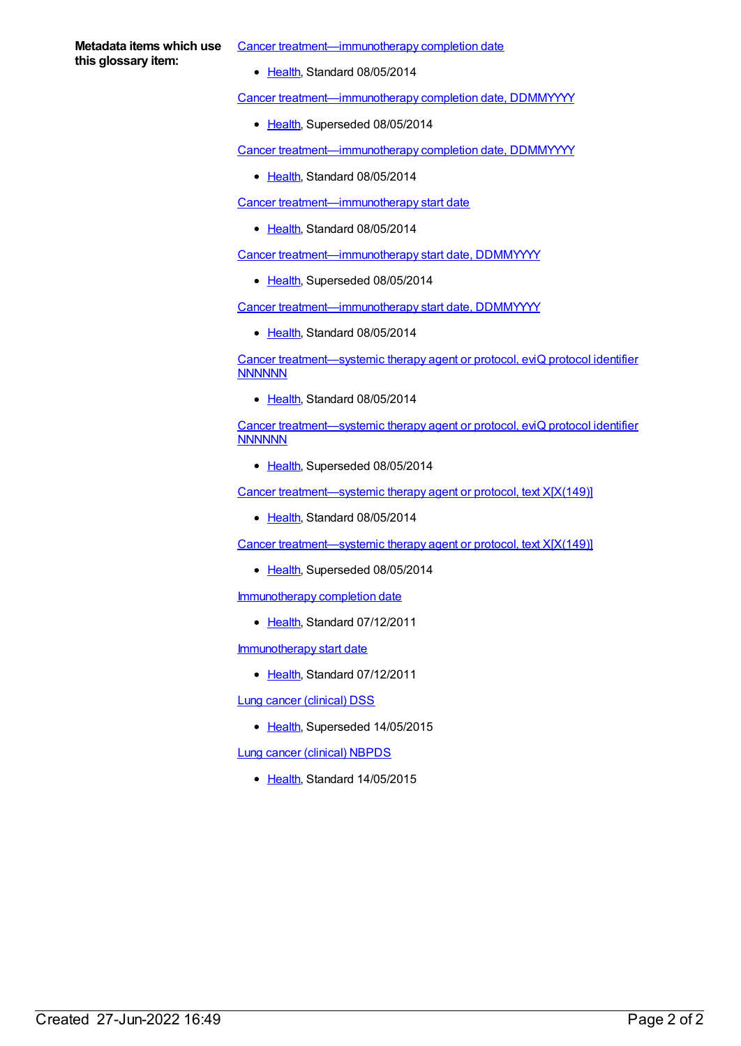**Metadata items which use this glossary item:**

Cancer treatment—immunotherapy completion date

- Health, Standard 08/05/2014

Cancer treatment—immunotherapy completion date, DDMMYYYY

- Health, Superseded 08/05/2014

Cancer treatment—immunotherapy completion date, DDMMYYYY

- Health, Standard 08/05/2014

Cancer treatment—immunotherapy start date

- Health, Standard 08/05/2014

Cancer treatment—immunotherapy start date, DDMMYYYY

- Health, Superseded 08/05/2014

Cancer treatment—immunotherapy start date, DDMMYYYY

- Health, Standard 08/05/2014

Cancer treatment—systemic therapy agent or protocol, eviQ protocol identifier NNNNNN

- Health, Standard 08/05/2014

Cancer treatment—systemic therapy agent or protocol, eviQ protocol identifier NNNNNN

- Health, Superseded 08/05/2014

Cancer treatment—systemic therapy agent or protocol, text X[X(149)]

- Health, Standard 08/05/2014

Cancer treatment—systemic therapy agent or protocol, text X[X(149)]

- Health, Superseded 08/05/2014

Immunotherapy completion date

- Health, Standard 07/12/2011

Immunotherapy start date

- Health, Standard 07/12/2011

Lung cancer (clinical) DSS

- Health, Superseded 14/05/2015

Lung cancer (clinical) NBPDS

- Health, Standard 14/05/2015

Created 27-Jun-2022 16:49